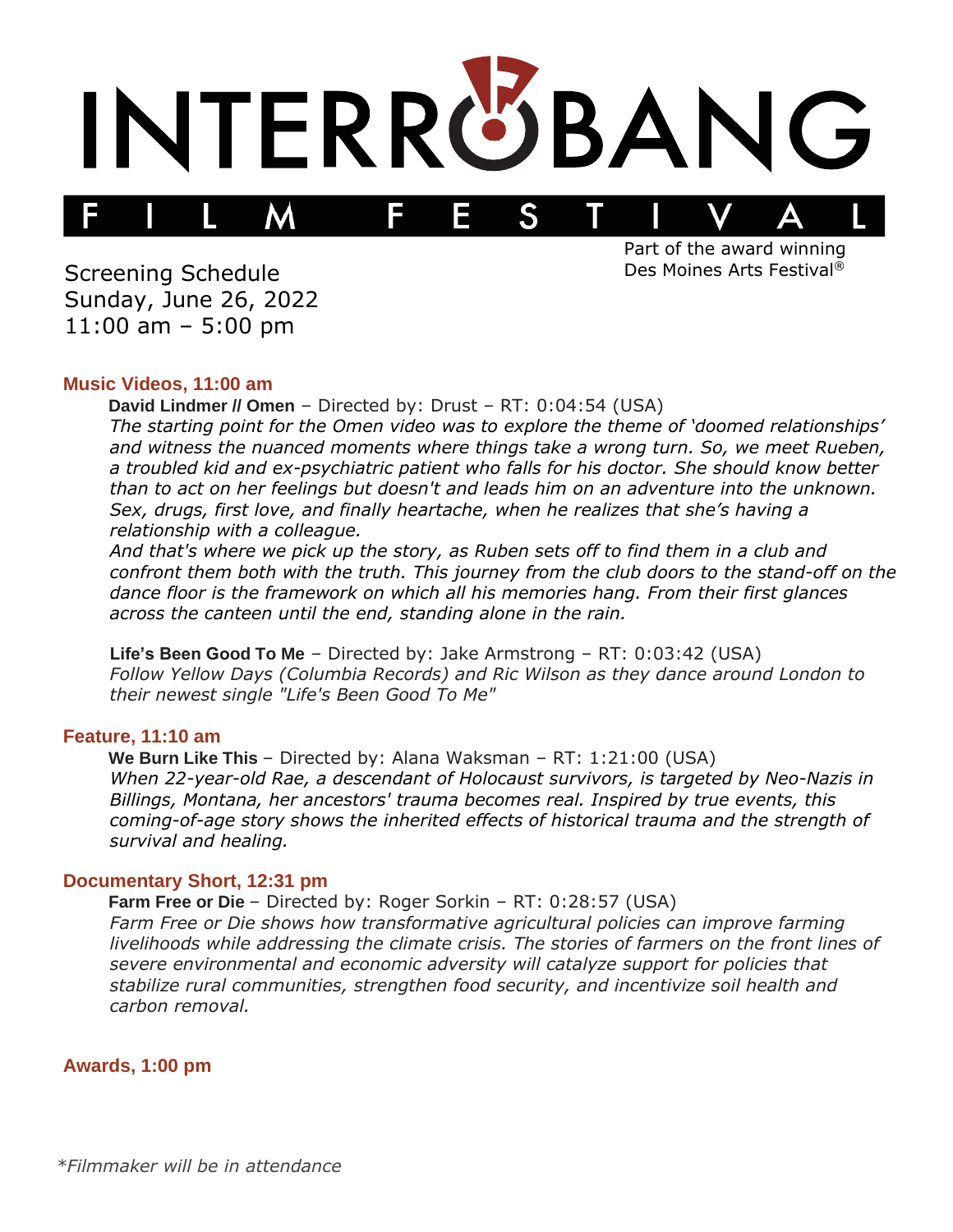# INTERROBANG FILM FESTIVAL

Part of the award winning Des Moines Arts Festival®

Screening Schedule
Sunday, June 26, 2022
11:00 am – 5:00 pm

## Music Videos, 11:00 am

**David Lindmer // Omen** – Directed by: Drust – RT: 0:04:54 (USA)
*The starting point for the Omen video was to explore the theme of 'doomed relationships' and witness the nuanced moments where things take a wrong turn. So, we meet Rueben, a troubled kid and ex-psychiatric patient who falls for his doctor. She should know better than to act on her feelings but doesn't and leads him on an adventure into the unknown. Sex, drugs, first love, and finally heartache, when he realizes that she's having a relationship with a colleague.*
*And that's where we pick up the story, as Ruben sets off to find them in a club and confront them both with the truth. This journey from the club doors to the stand-off on the dance floor is the framework on which all his memories hang. From their first glances across the canteen until the end, standing alone in the rain.*

**Life's Been Good To Me** – Directed by: Jake Armstrong – RT: 0:03:42 (USA)
*Follow Yellow Days (Columbia Records) and Ric Wilson as they dance around London to their newest single "Life's Been Good To Me"*

## Feature, 11:10 am

**We Burn Like This** – Directed by: Alana Waksman – RT: 1:21:00 (USA)
*When 22-year-old Rae, a descendant of Holocaust survivors, is targeted by Neo-Nazis in Billings, Montana, her ancestors' trauma becomes real. Inspired by true events, this coming-of-age story shows the inherited effects of historical trauma and the strength of survival and healing.*

## Documentary Short, 12:31 pm

**Farm Free or Die** – Directed by: Roger Sorkin – RT: 0:28:57 (USA)
*Farm Free or Die shows how transformative agricultural policies can improve farming livelihoods while addressing the climate crisis. The stories of farmers on the front lines of severe environmental and economic adversity will catalyze support for policies that stabilize rural communities, strengthen food security, and incentivize soil health and carbon removal.*

## Awards, 1:00 pm

*\*Filmmaker will be in attendance*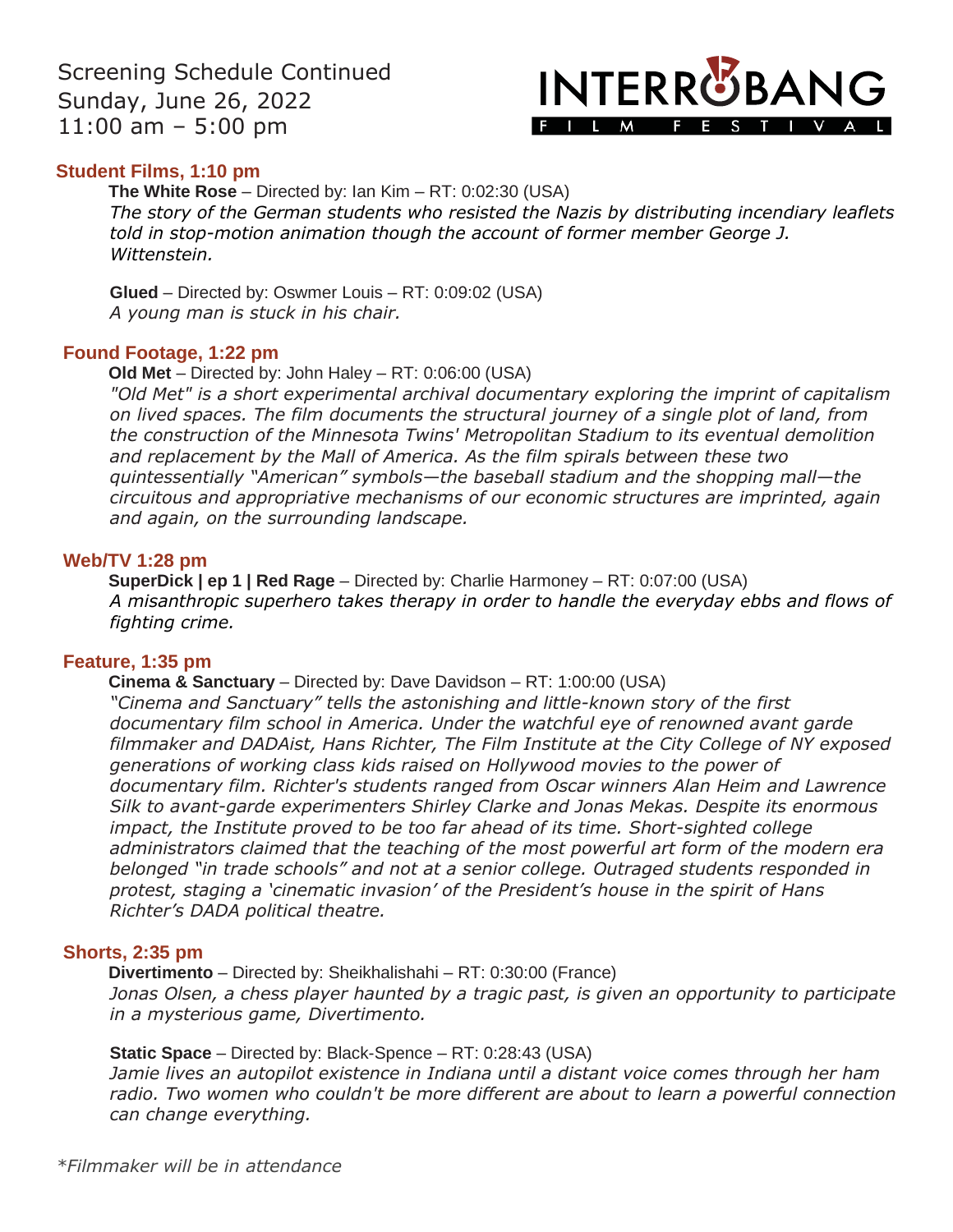Screening Schedule Continued
Sunday, June 26, 2022
11:00 am – 5:00 pm

INTERROBANG FILM FESTIVAL

## Student Films, 1:10 pm

**The White Rose** – Directed by: Ian Kim – RT: 0:02:30 (USA)
*The story of the German students who resisted the Nazis by distributing incendiary leaflets told in stop-motion animation though the account of former member George J. Wittenstein.*

**Glued** – Directed by: Oswmer Louis – RT: 0:09:02 (USA)
*A young man is stuck in his chair.*

## Found Footage, 1:22 pm

**Old Met** – Directed by: John Haley – RT: 0:06:00 (USA)
*"Old Met" is a short experimental archival documentary exploring the imprint of capitalism on lived spaces. The film documents the structural journey of a single plot of land, from the construction of the Minnesota Twins' Metropolitan Stadium to its eventual demolition and replacement by the Mall of America. As the film spirals between these two quintessentially "American" symbols—the baseball stadium and the shopping mall—the circuitous and appropriative mechanisms of our economic structures are imprinted, again and again, on the surrounding landscape.*

## Web/TV 1:28 pm

**SuperDick | ep 1 | Red Rage** – Directed by: Charlie Harmoney – RT: 0:07:00 (USA)
*A misanthropic superhero takes therapy in order to handle the everyday ebbs and flows of fighting crime.*

## Feature, 1:35 pm

**Cinema & Sanctuary** – Directed by: Dave Davidson – RT: 1:00:00 (USA)
*"Cinema and Sanctuary" tells the astonishing and little-known story of the first documentary film school in America. Under the watchful eye of renowned avant garde filmmaker and DADAist, Hans Richter, The Film Institute at the City College of NY exposed generations of working class kids raised on Hollywood movies to the power of documentary film. Richter's students ranged from Oscar winners Alan Heim and Lawrence Silk to avant-garde experimenters Shirley Clarke and Jonas Mekas. Despite its enormous impact, the Institute proved to be too far ahead of its time. Short-sighted college administrators claimed that the teaching of the most powerful art form of the modern era belonged "in trade schools" and not at a senior college. Outraged students responded in protest, staging a 'cinematic invasion' of the President's house in the spirit of Hans Richter's DADA political theatre.*

## Shorts, 2:35 pm

**Divertimento** – Directed by: Sheikhalishahi – RT: 0:30:00 (France)
*Jonas Olsen, a chess player haunted by a tragic past, is given an opportunity to participate in a mysterious game, Divertimento.*

**Static Space** – Directed by: Black-Spence – RT: 0:28:43 (USA)
*Jamie lives an autopilot existence in Indiana until a distant voice comes through her ham radio. Two women who couldn't be more different are about to learn a powerful connection can change everything.*

*\*Filmmaker will be in attendance*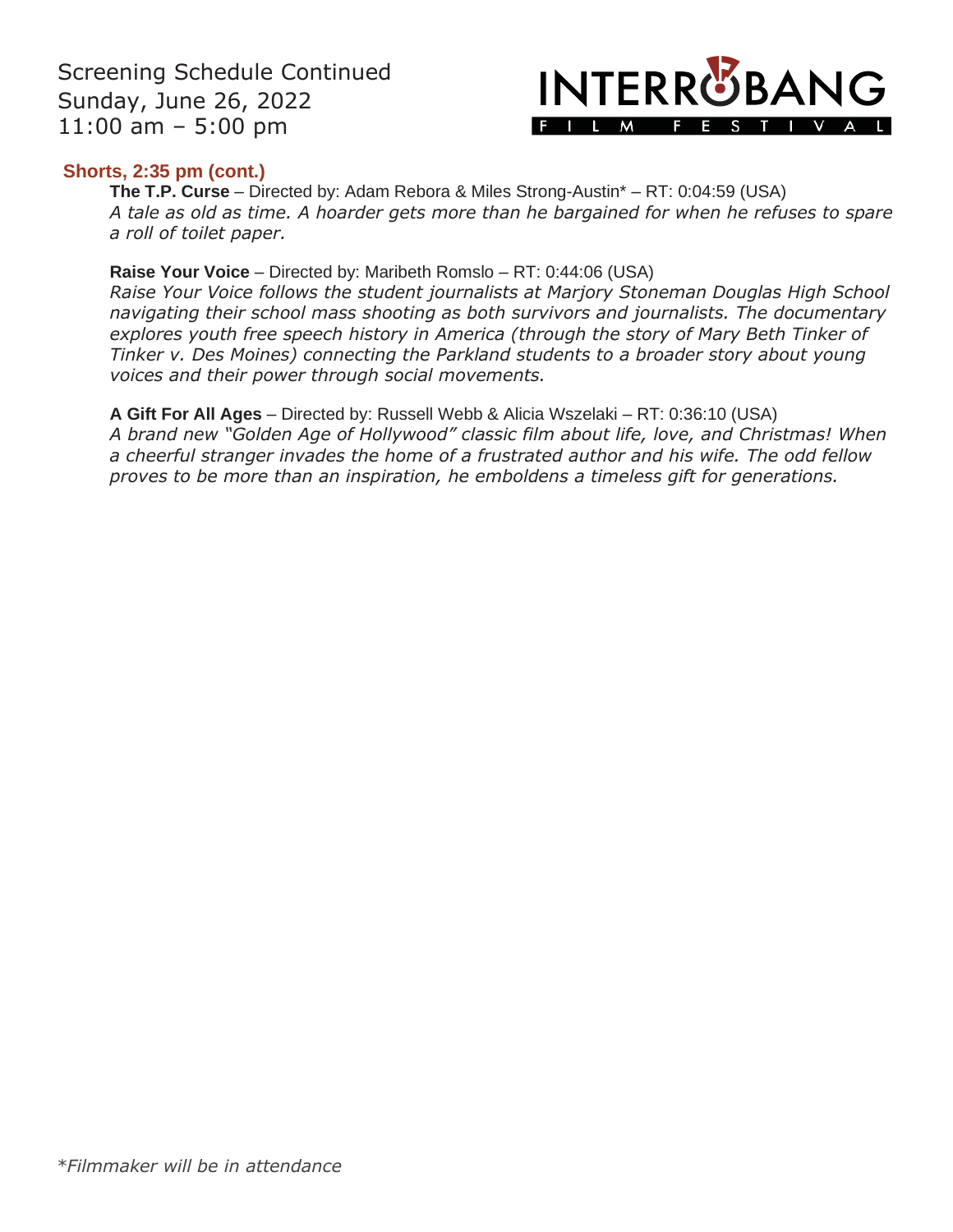Screening Schedule Continued
Sunday, June 26, 2022
11:00 am – 5:00 pm

INTERROBANG FILM FESTIVAL

## Shorts, 2:35 pm (cont.)

**The T.P. Curse** – Directed by: Adam Rebora & Miles Strong-Austin* – RT: 0:04:59 (USA)
*A tale as old as time. A hoarder gets more than he bargained for when he refuses to spare a roll of toilet paper.*

**Raise Your Voice** – Directed by: Maribeth Romslo – RT: 0:44:06 (USA)
*Raise Your Voice follows the student journalists at Marjory Stoneman Douglas High School navigating their school mass shooting as both survivors and journalists. The documentary explores youth free speech history in America (through the story of Mary Beth Tinker of Tinker v. Des Moines) connecting the Parkland students to a broader story about young voices and their power through social movements.*

**A Gift For All Ages** – Directed by: Russell Webb & Alicia Wszelaki – RT: 0:36:10 (USA)
*A brand new "Golden Age of Hollywood" classic film about life, love, and Christmas! When a cheerful stranger invades the home of a frustrated author and his wife. The odd fellow proves to be more than an inspiration, he emboldens a timeless gift for generations.*

*\*Filmmaker will be in attendance*